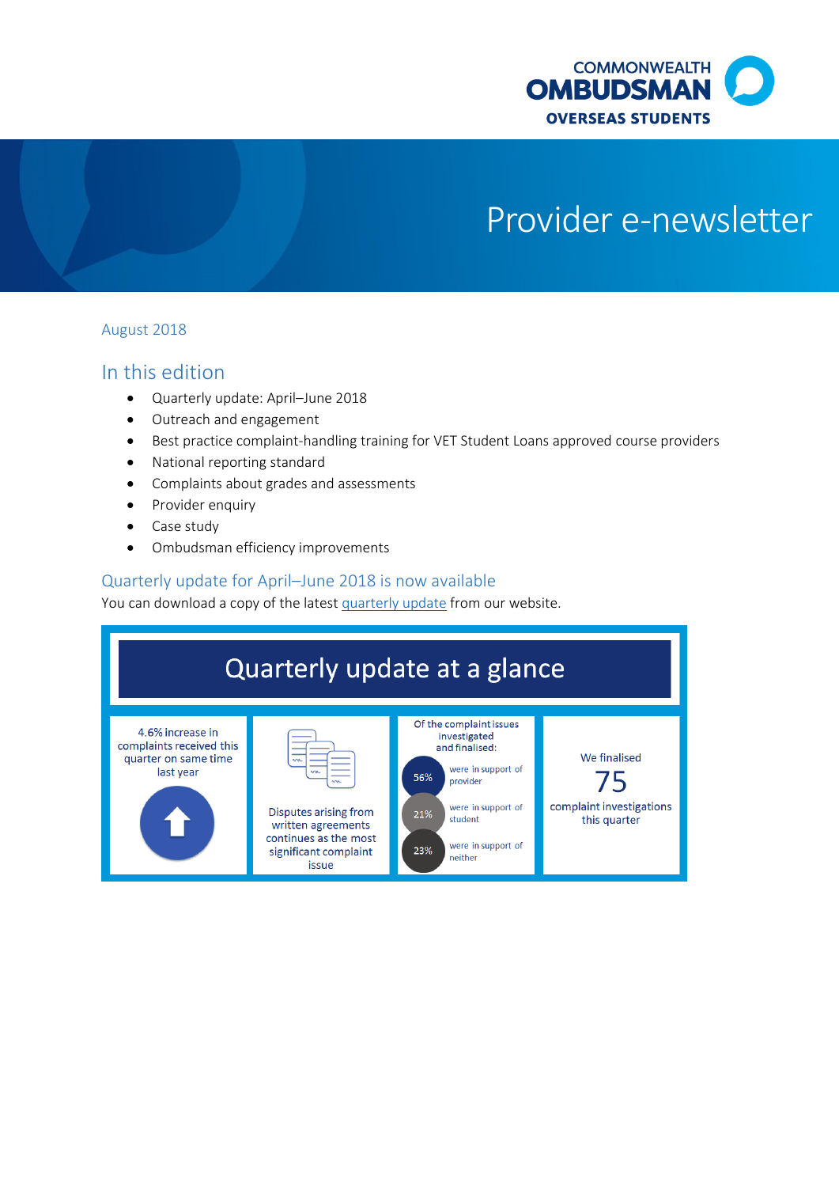COMMONWEALTH
OMBUDSMAN
OVERSEAS STUDENTS

# Provider e-newsletter

August 2018

## In this edition

- Quarterly update: April–June 2018
- Outreach and engagement
- Best practice complaint-handling training for VET Student Loans approved course providers
- National reporting standard
- Complaints about grades and assessments
- Provider enquiry
- Case study
- Ombudsman efficiency improvements

## Quarterly update for April–June 2018 is now available

You can download a copy of the latest quarterly update from our website.

### Quarterly update at a glance

4.6% increase in complaints received this quarter on same time last year

Disputes arising from written agreements continues as the most significant complaint issue

Of the complaint issues investigated and finalised:

- 56% were in support of provider
- 21% were in support of student
- 23% were in support of neither

We finalised 75 complaint investigations this quarter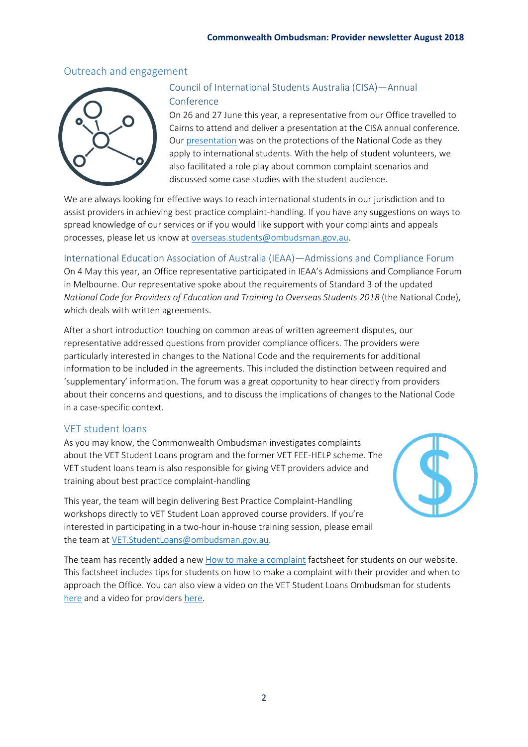## Outreach and engagement

### Council of International Students Australia (CISA)—Annual Conference

On 26 and 27 June this year, a representative from our Office travelled to Cairns to attend and deliver a presentation at the CISA annual conference. Our presentation was on the protections of the National Code as they apply to international students. With the help of student volunteers, we also facilitated a role play about common complaint scenarios and discussed some case studies with the student audience.

We are always looking for effective ways to reach international students in our jurisdiction and to assist providers in achieving best practice complaint-handling. If you have any suggestions on ways to spread knowledge of our services or if you would like support with your complaints and appeals processes, please let us know at overseas.students@ombudsman.gov.au.

### International Education Association of Australia (IEAA)—Admissions and Compliance Forum

On 4 May this year, an Office representative participated in IEAA's Admissions and Compliance Forum in Melbourne. Our representative spoke about the requirements of Standard 3 of the updated *National Code for Providers of Education and Training to Overseas Students 2018* (the National Code), which deals with written agreements.

After a short introduction touching on common areas of written agreement disputes, our representative addressed questions from provider compliance officers. The providers were particularly interested in changes to the National Code and the requirements for additional information to be included in the agreements. This included the distinction between required and 'supplementary' information. The forum was a great opportunity to hear directly from providers about their concerns and questions, and to discuss the implications of changes to the National Code in a case-specific context.

## VET student loans

As you may know, the Commonwealth Ombudsman investigates complaints about the VET Student Loans program and the former VET FEE-HELP scheme. The VET student loans team is also responsible for giving VET providers advice and training about best practice complaint-handling

This year, the team will begin delivering Best Practice Complaint-Handling workshops directly to VET Student Loan approved course providers. If you're interested in participating in a two-hour in-house training session, please email the team at VET.StudentLoans@ombudsman.gov.au.

The team has recently added a new How to make a complaint factsheet for students on our website. This factsheet includes tips for students on how to make a complaint with their provider and when to approach the Office. You can also view a video on the VET Student Loans Ombudsman for students here and a video for providers here.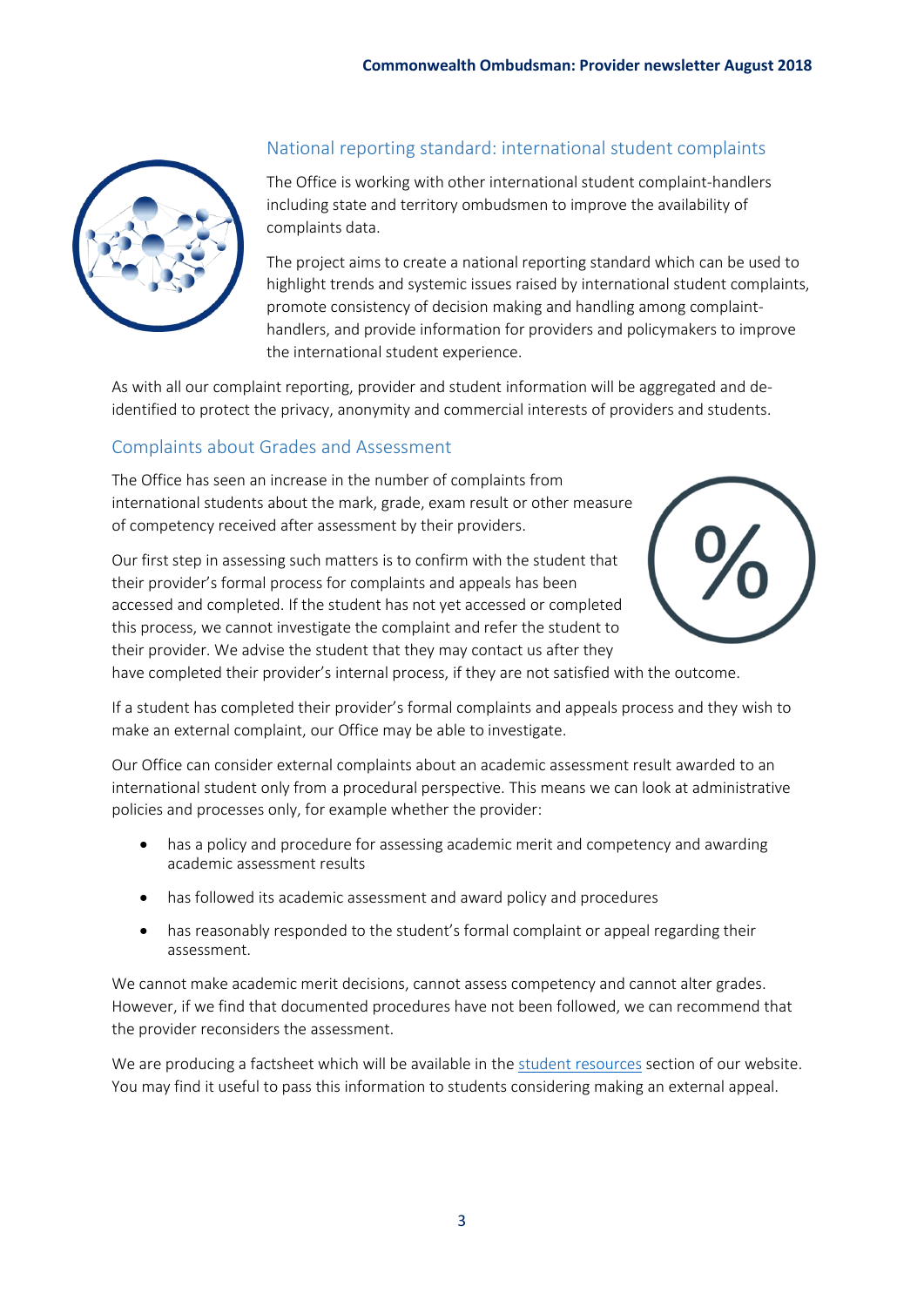## National reporting standard: international student complaints

The Office is working with other international student complaint-handlers including state and territory ombudsmen to improve the availability of complaints data.

The project aims to create a national reporting standard which can be used to highlight trends and systemic issues raised by international student complaints, promote consistency of decision making and handling among complaint-handlers, and provide information for providers and policymakers to improve the international student experience.

As with all our complaint reporting, provider and student information will be aggregated and de-identified to protect the privacy, anonymity and commercial interests of providers and students.

## Complaints about Grades and Assessment

The Office has seen an increase in the number of complaints from international students about the mark, grade, exam result or other measure of competency received after assessment by their providers.

Our first step in assessing such matters is to confirm with the student that their provider's formal process for complaints and appeals has been accessed and completed. If the student has not yet accessed or completed this process, we cannot investigate the complaint and refer the student to their provider. We advise the student that they may contact us after they have completed their provider's internal process, if they are not satisfied with the outcome.

If a student has completed their provider's formal complaints and appeals process and they wish to make an external complaint, our Office may be able to investigate.

Our Office can consider external complaints about an academic assessment result awarded to an international student only from a procedural perspective. This means we can look at administrative policies and processes only, for example whether the provider:

- has a policy and procedure for assessing academic merit and competency and awarding academic assessment results
- has followed its academic assessment and award policy and procedures
- has reasonably responded to the student's formal complaint or appeal regarding their assessment.

We cannot make academic merit decisions, cannot assess competency and cannot alter grades. However, if we find that documented procedures have not been followed, we can recommend that the provider reconsiders the assessment.

We are producing a factsheet which will be available in the student resources section of our website. You may find it useful to pass this information to students considering making an external appeal.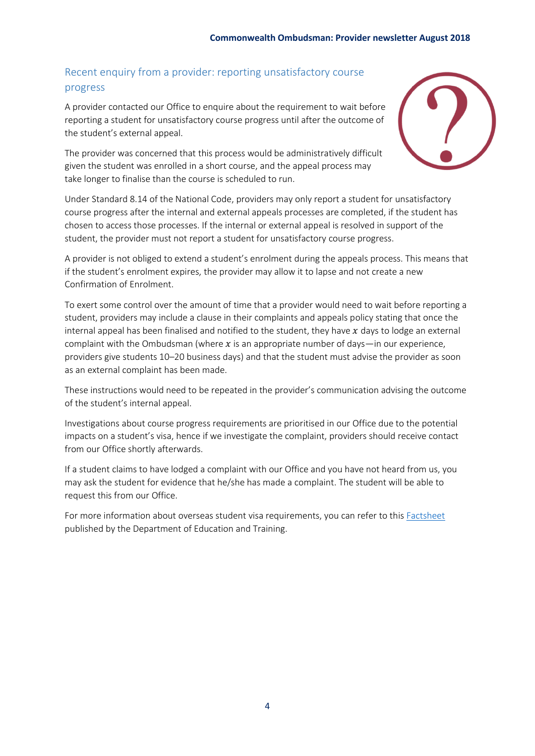## Recent enquiry from a provider: reporting unsatisfactory course progress

A provider contacted our Office to enquire about the requirement to wait before reporting a student for unsatisfactory course progress until after the outcome of the student's external appeal.

The provider was concerned that this process would be administratively difficult given the student was enrolled in a short course, and the appeal process may take longer to finalise than the course is scheduled to run.

Under Standard 8.14 of the National Code, providers may only report a student for unsatisfactory course progress after the internal and external appeals processes are completed, if the student has chosen to access those processes. If the internal or external appeal is resolved in support of the student, the provider must not report a student for unsatisfactory course progress.

A provider is not obliged to extend a student's enrolment during the appeals process. This means that if the student's enrolment expires, the provider may allow it to lapse and not create a new Confirmation of Enrolment.

To exert some control over the amount of time that a provider would need to wait before reporting a student, providers may include a clause in their complaints and appeals policy stating that once the internal appeal has been finalised and notified to the student, they have $x$ days to lodge an external complaint with the Ombudsman (where $x$ is an appropriate number of days—in our experience, providers give students 10–20 business days) and that the student must advise the provider as soon as an external complaint has been made.

These instructions would need to be repeated in the provider's communication advising the outcome of the student's internal appeal.

Investigations about course progress requirements are prioritised in our Office due to the potential impacts on a student's visa, hence if we investigate the complaint, providers should receive contact from our Office shortly afterwards.

If a student claims to have lodged a complaint with our Office and you have not heard from us, you may ask the student for evidence that he/she has made a complaint. The student will be able to request this from our Office.

For more information about overseas student visa requirements, you can refer to this Factsheet published by the Department of Education and Training.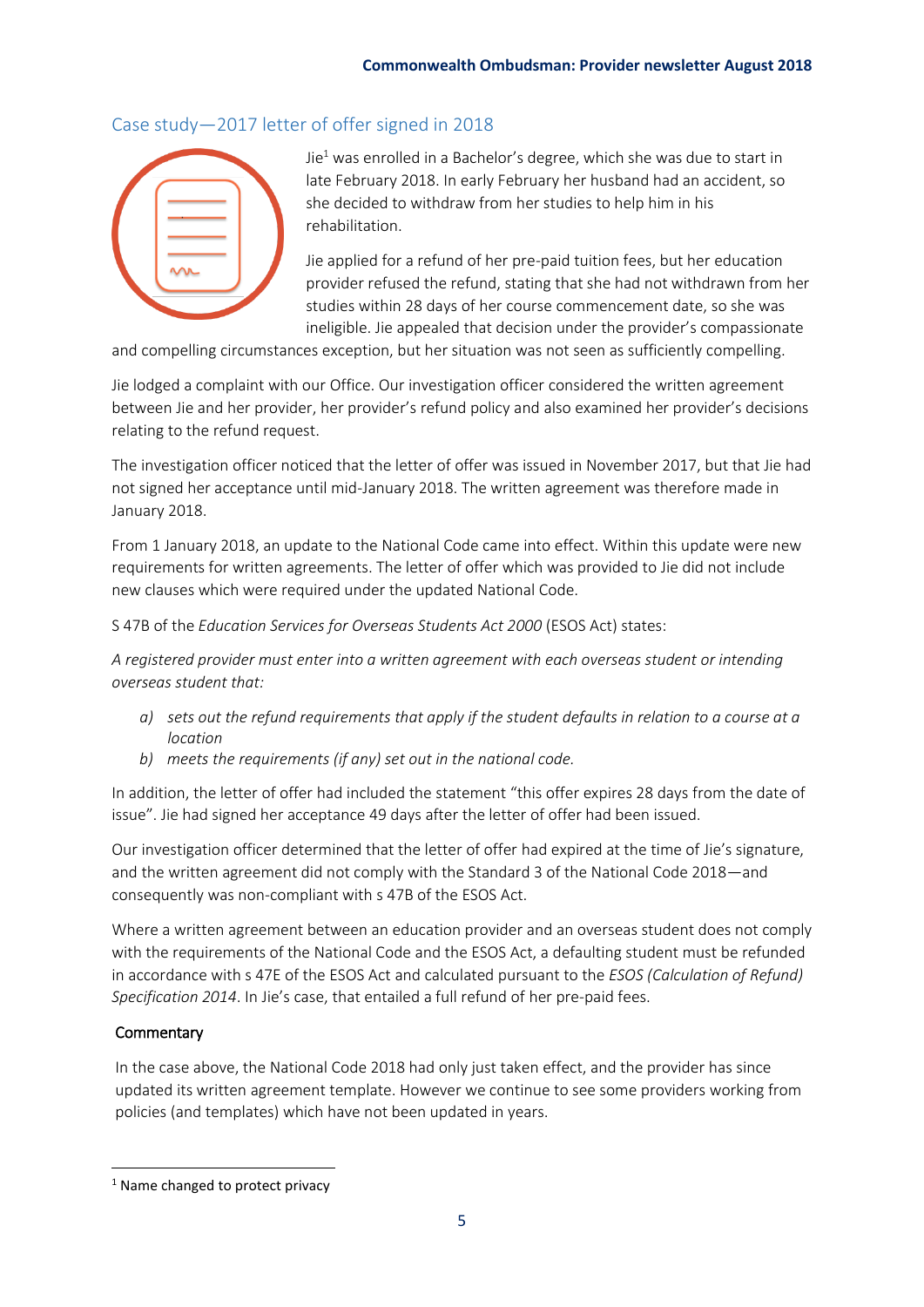## Case study—2017 letter of offer signed in 2018

Jie[1] was enrolled in a Bachelor's degree, which she was due to start in late February 2018. In early February her husband had an accident, so she decided to withdraw from her studies to help him in his rehabilitation.

Jie applied for a refund of her pre-paid tuition fees, but her education provider refused the refund, stating that she had not withdrawn from her studies within 28 days of her course commencement date, so she was ineligible. Jie appealed that decision under the provider's compassionate and compelling circumstances exception, but her situation was not seen as sufficiently compelling.

Jie lodged a complaint with our Office. Our investigation officer considered the written agreement between Jie and her provider, her provider's refund policy and also examined her provider's decisions relating to the refund request.

The investigation officer noticed that the letter of offer was issued in November 2017, but that Jie had not signed her acceptance until mid-January 2018. The written agreement was therefore made in January 2018.

From 1 January 2018, an update to the National Code came into effect. Within this update were new requirements for written agreements. The letter of offer which was provided to Jie did not include new clauses which were required under the updated National Code.

S 47B of the *Education Services for Overseas Students Act 2000* (ESOS Act) states:

*A registered provider must enter into a written agreement with each overseas student or intending overseas student that:*

*a) sets out the refund requirements that apply if the student defaults in relation to a course at a location*

*b) meets the requirements (if any) set out in the national code.*

In addition, the letter of offer had included the statement "this offer expires 28 days from the date of issue". Jie had signed her acceptance 49 days after the letter of offer had been issued.

Our investigation officer determined that the letter of offer had expired at the time of Jie's signature, and the written agreement did not comply with the Standard 3 of the National Code 2018—and consequently was non-compliant with s 47B of the ESOS Act.

Where a written agreement between an education provider and an overseas student does not comply with the requirements of the National Code and the ESOS Act, a defaulting student must be refunded in accordance with s 47E of the ESOS Act and calculated pursuant to the *ESOS (Calculation of Refund) Specification 2014*. In Jie's case, that entailed a full refund of her pre-paid fees.

### Commentary

In the case above, the National Code 2018 had only just taken effect, and the provider has since updated its written agreement template. However we continue to see some providers working from policies (and templates) which have not been updated in years.

[1] Name changed to protect privacy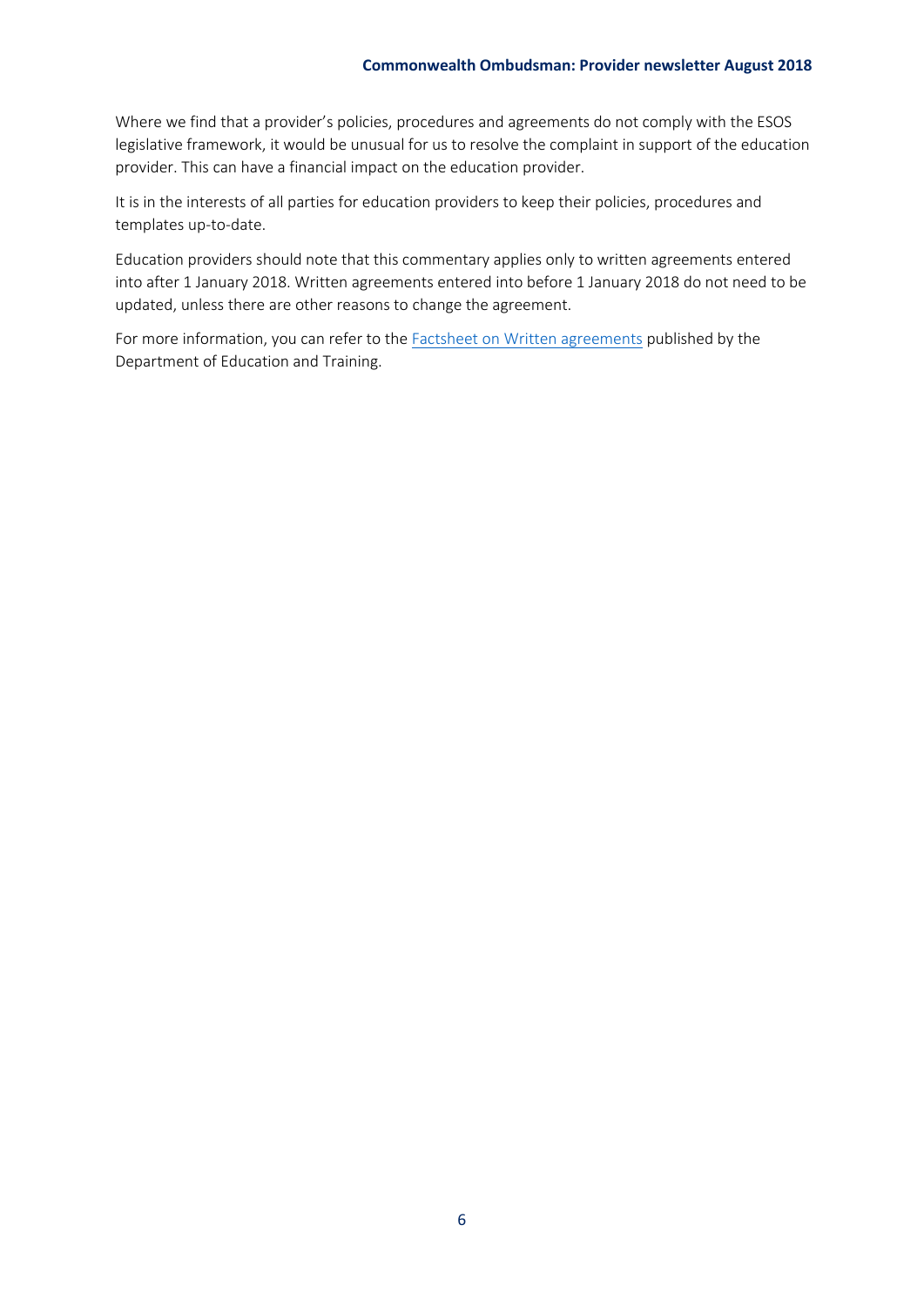Where we find that a provider's policies, procedures and agreements do not comply with the ESOS legislative framework, it would be unusual for us to resolve the complaint in support of the education provider. This can have a financial impact on the education provider.

It is in the interests of all parties for education providers to keep their policies, procedures and templates up-to-date.

Education providers should note that this commentary applies only to written agreements entered into after 1 January 2018. Written agreements entered into before 1 January 2018 do not need to be updated, unless there are other reasons to change the agreement.

For more information, you can refer to the Factsheet on Written agreements published by the Department of Education and Training.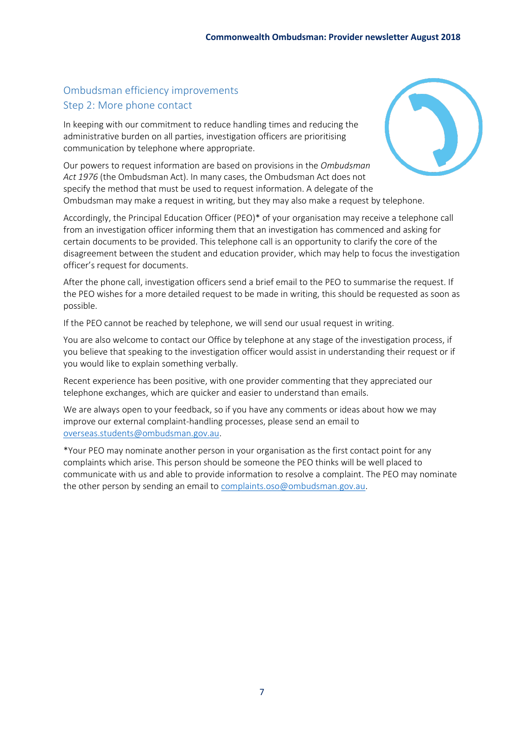## Ombudsman efficiency improvements

### Step 2: More phone contact

In keeping with our commitment to reduce handling times and reducing the administrative burden on all parties, investigation officers are prioritising communication by telephone where appropriate.

Our powers to request information are based on provisions in the *Ombudsman Act 1976* (the Ombudsman Act). In many cases, the Ombudsman Act does not specify the method that must be used to request information. A delegate of the Ombudsman may make a request in writing, but they may also make a request by telephone.

Accordingly, the Principal Education Officer (PEO)* of your organisation may receive a telephone call from an investigation officer informing them that an investigation has commenced and asking for certain documents to be provided. This telephone call is an opportunity to clarify the core of the disagreement between the student and education provider, which may help to focus the investigation officer's request for documents.

After the phone call, investigation officers send a brief email to the PEO to summarise the request. If the PEO wishes for a more detailed request to be made in writing, this should be requested as soon as possible.

If the PEO cannot be reached by telephone, we will send our usual request in writing.

You are also welcome to contact our Office by telephone at any stage of the investigation process, if you believe that speaking to the investigation officer would assist in understanding their request or if you would like to explain something verbally.

Recent experience has been positive, with one provider commenting that they appreciated our telephone exchanges, which are quicker and easier to understand than emails.

We are always open to your feedback, so if you have any comments or ideas about how we may improve our external complaint-handling processes, please send an email to overseas.students@ombudsman.gov.au.

*Your PEO may nominate another person in your organisation as the first contact point for any complaints which arise. This person should be someone the PEO thinks will be well placed to communicate with us and able to provide information to resolve a complaint. The PEO may nominate the other person by sending an email to complaints.oso@ombudsman.gov.au.